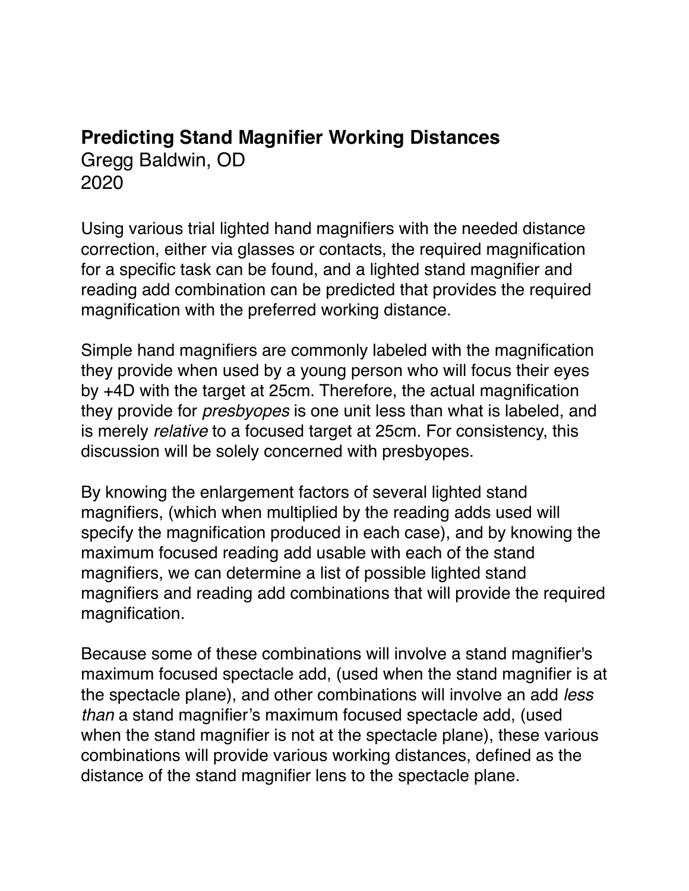# Predicting Stand Magnifier Working Distances

Gregg Baldwin, OD
2020

Using various trial lighted hand magnifiers with the needed distance correction, either via glasses or contacts, the required magnification for a specific task can be found, and a lighted stand magnifier and reading add combination can be predicted that provides the required magnification with the preferred working distance.

Simple hand magnifiers are commonly labeled with the magnification they provide when used by a young person who will focus their eyes by +4D with the target at 25cm. Therefore, the actual magnification they provide for *presbyopes* is one unit less than what is labeled, and is merely *relative* to a focused target at 25cm. For consistency, this discussion will be solely concerned with presbyopes.

By knowing the enlargement factors of several lighted stand magnifiers, (which when multiplied by the reading adds used will specify the magnification produced in each case), and by knowing the maximum focused reading add usable with each of the stand magnifiers, we can determine a list of possible lighted stand magnifiers and reading add combinations that will provide the required magnification.

Because some of these combinations will involve a stand magnifier's maximum focused spectacle add, (used when the stand magnifier is at the spectacle plane), and other combinations will involve an add *less than* a stand magnifier's maximum focused spectacle add, (used when the stand magnifier is not at the spectacle plane), these various combinations will provide various working distances, defined as the distance of the stand magnifier lens to the spectacle plane.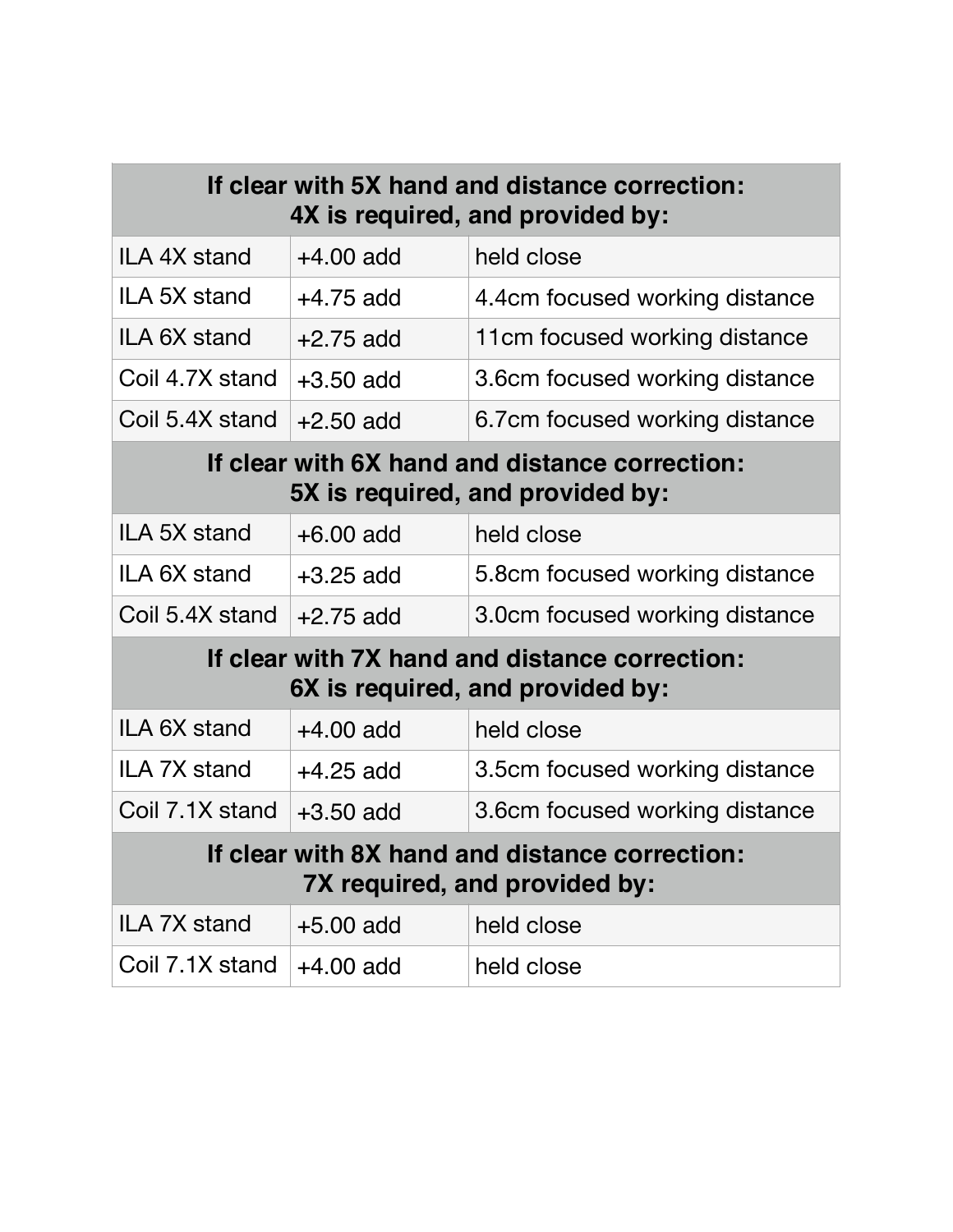| If clear with 5X hand and distance correction: 4X is required, and provided by: | | |
| --- | --- | --- |
| ILA 4X stand | +4.00 add | held close |
| ILA 5X stand | +4.75 add | 4.4cm focused working distance |
| ILA 6X stand | +2.75 add | 11cm focused working distance |
| Coil 4.7X stand | +3.50 add | 3.6cm focused working distance |
| Coil 5.4X stand | +2.50 add | 6.7cm focused working distance |
| **If clear with 6X hand and distance correction: 5X is required, and provided by:** | | |
| ILA 5X stand | +6.00 add | held close |
| ILA 6X stand | +3.25 add | 5.8cm focused working distance |
| Coil 5.4X stand | +2.75 add | 3.0cm focused working distance |
| **If clear with 7X hand and distance correction: 6X is required, and provided by:** | | |
| ILA 6X stand | +4.00 add | held close |
| ILA 7X stand | +4.25 add | 3.5cm focused working distance |
| Coil 7.1X stand | +3.50 add | 3.6cm focused working distance |
| **If clear with 8X hand and distance correction: 7X required, and provided by:** | | |
| ILA 7X stand | +5.00 add | held close |
| Coil 7.1X stand | +4.00 add | held close |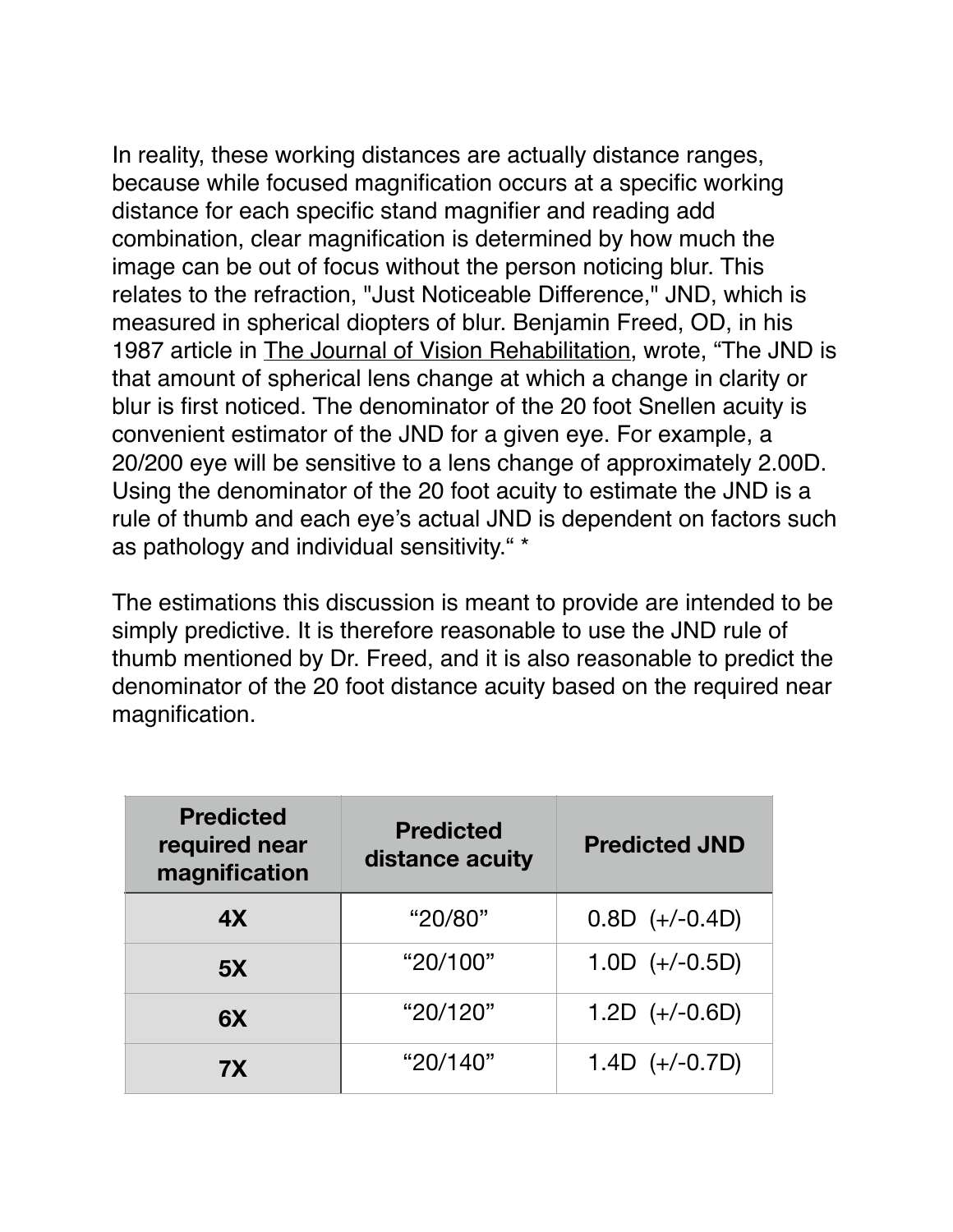In reality, these working distances are actually distance ranges, because while focused magnification occurs at a specific working distance for each specific stand magnifier and reading add combination, clear magnification is determined by how much the image can be out of focus without the person noticing blur. This relates to the refraction, "Just Noticeable Difference," JND, which is measured in spherical diopters of blur. Benjamin Freed, OD, in his 1987 article in The Journal of Vision Rehabilitation, wrote, “The JND is that amount of spherical lens change at which a change in clarity or blur is first noticed. The denominator of the 20 foot Snellen acuity is convenient estimator of the JND for a given eye. For example, a 20/200 eye will be sensitive to a lens change of approximately 2.00D. Using the denominator of the 20 foot acuity to estimate the JND is a rule of thumb and each eye’s actual JND is dependent on factors such as pathology and individual sensitivity.“ *

The estimations this discussion is meant to provide are intended to be simply predictive. It is therefore reasonable to use the JND rule of thumb mentioned by Dr. Freed, and it is also reasonable to predict the denominator of the 20 foot distance acuity based on the required near magnification.

| Predicted required near magnification | Predicted distance acuity | Predicted JND |
|---|---|---|
| **4X** | “20/80” | 0.8D (+/-0.4D) |
| **5X** | “20/100” | 1.0D (+/-0.5D) |
| **6X** | “20/120” | 1.2D (+/-0.6D) |
| **7X** | “20/140” | 1.4D (+/-0.7D) |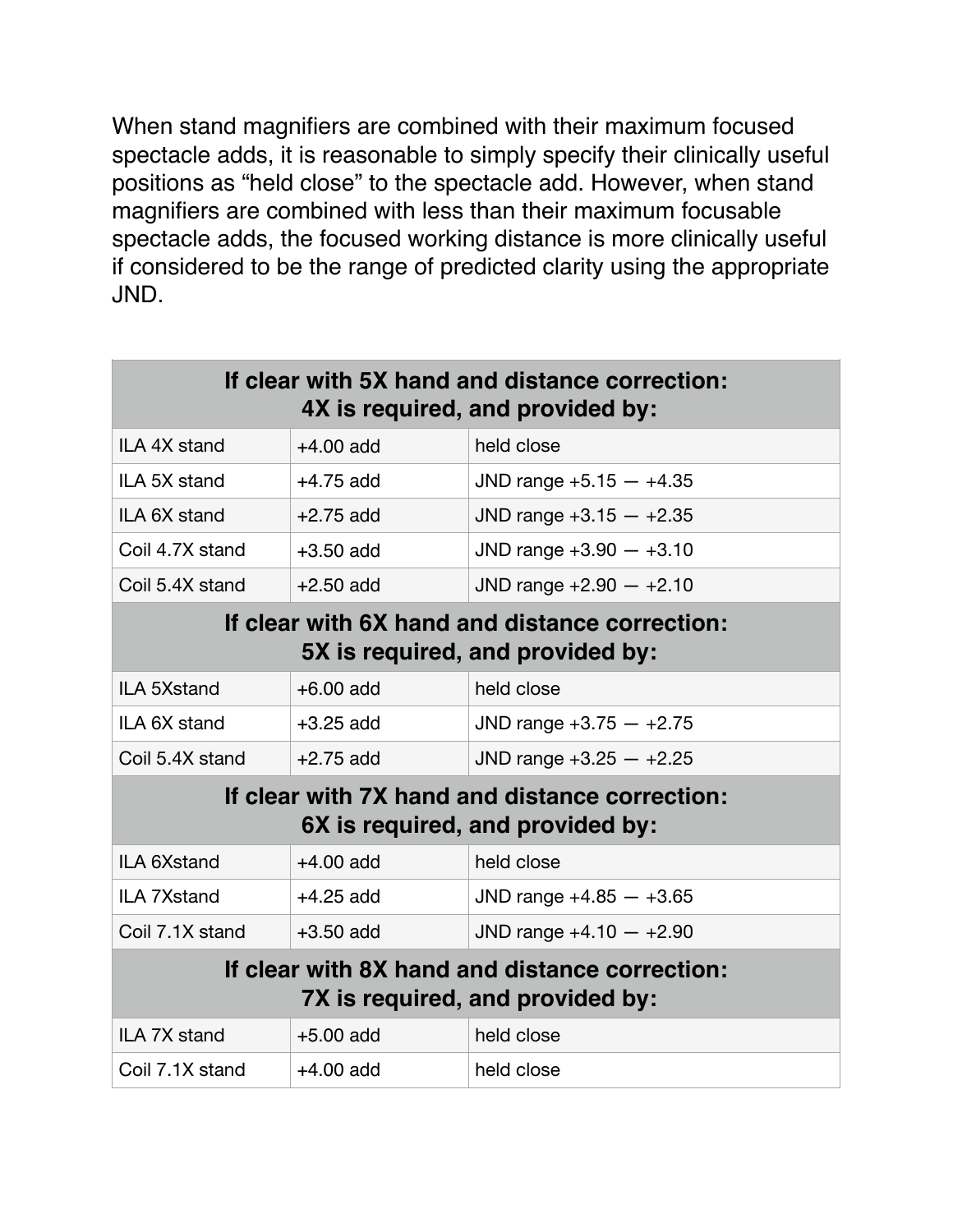When stand magnifiers are combined with their maximum focused spectacle adds, it is reasonable to simply specify their clinically useful positions as “held close” to the spectacle add. However, when stand magnifiers are combined with less than their maximum focusable spectacle adds, the focused working distance is more clinically useful if considered to be the range of predicted clarity using the appropriate JND.

| **If clear with 5X hand and distance correction: 4X is required, and provided by:** | | |
|---|---|---|
| ILA 4X stand | +4.00 add | held close |
| ILA 5X stand | +4.75 add | JND range +5.15 — +4.35 |
| ILA 6X stand | +2.75 add | JND range +3.15 — +2.35 |
| Coil 4.7X stand | +3.50 add | JND range +3.90 — +3.10 |
| Coil 5.4X stand | +2.50 add | JND range +2.90 — +2.10 |
| **If clear with 6X hand and distance correction: 5X is required, and provided by:** | | |
| ILA 5Xstand | +6.00 add | held close |
| ILA 6X stand | +3.25 add | JND range +3.75 — +2.75 |
| Coil 5.4X stand | +2.75 add | JND range +3.25 — +2.25 |
| **If clear with 7X hand and distance correction: 6X is required, and provided by:** | | |
| ILA 6Xstand | +4.00 add | held close |
| ILA 7Xstand | +4.25 add | JND range +4.85 — +3.65 |
| Coil 7.1X stand | +3.50 add | JND range +4.10 — +2.90 |
| **If clear with 8X hand and distance correction: 7X is required, and provided by:** | | |
| ILA 7X stand | +5.00 add | held close |
| Coil 7.1X stand | +4.00 add | held close |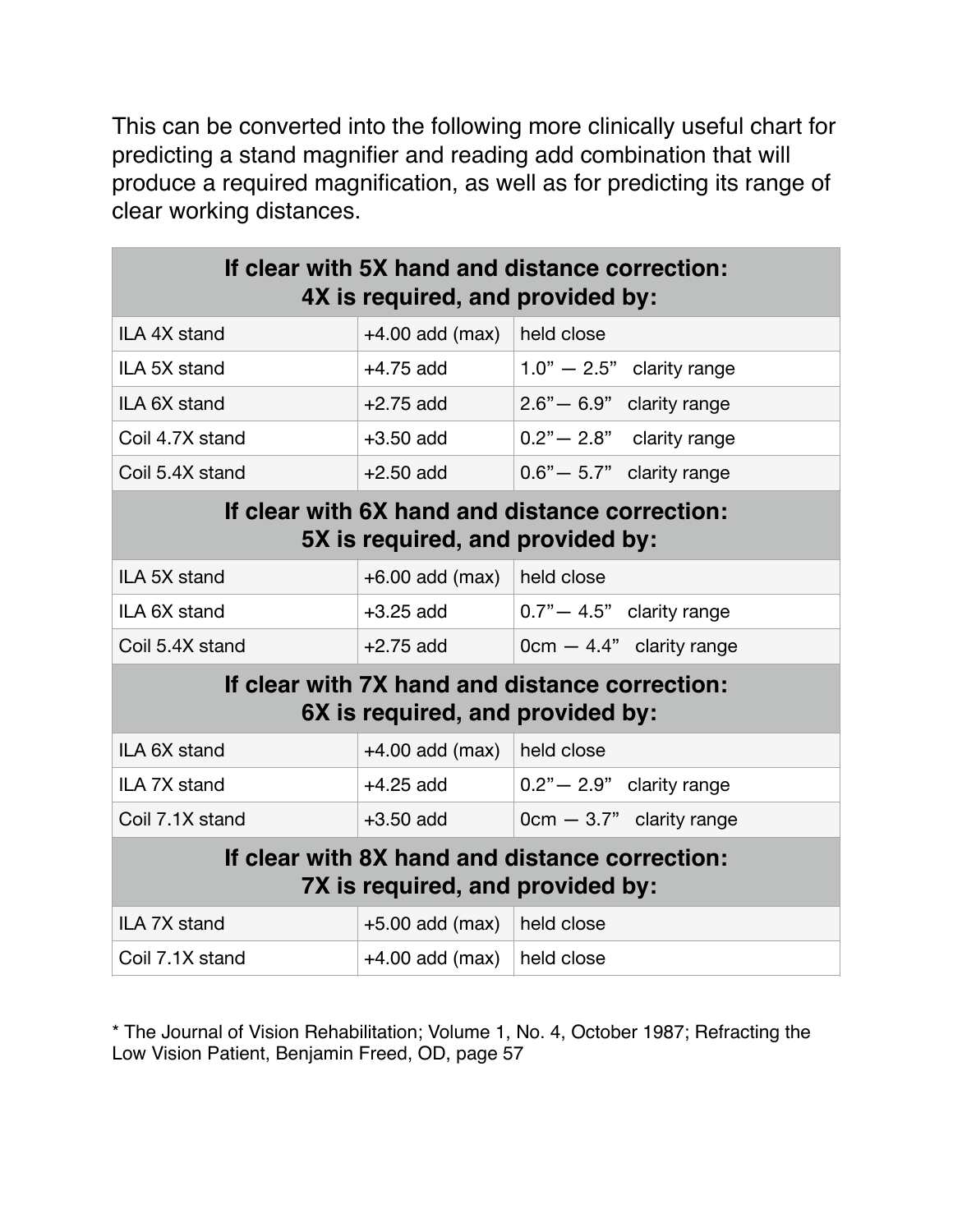This can be converted into the following more clinically useful chart for predicting a stand magnifier and reading add combination that will produce a required magnification, as well as for predicting its range of clear working distances.

| | | |
|---|---|---|
| **If clear with 5X hand and distance correction: 4X is required, and provided by:** | | |
| ILA 4X stand | +4.00 add (max) | held close |
| ILA 5X stand | +4.75 add | 1.0” — 2.5”   clarity range |
| ILA 6X stand | +2.75 add | 2.6”— 6.9”   clarity range |
| Coil 4.7X stand | +3.50 add | 0.2”— 2.8”   clarity range |
| Coil 5.4X stand | +2.50 add | 0.6”— 5.7”   clarity range |
| **If clear with 6X hand and distance correction: 5X is required, and provided by:** | | |
| ILA 5X stand | +6.00 add (max) | held close |
| ILA 6X stand | +3.25 add | 0.7”— 4.5”   clarity range |
| Coil 5.4X stand | +2.75 add | 0cm — 4.4”   clarity range |
| **If clear with 7X hand and distance correction: 6X is required, and provided by:** | | |
| ILA 6X stand | +4.00 add (max) | held close |
| ILA 7X stand | +4.25 add | 0.2”— 2.9”   clarity range |
| Coil 7.1X stand | +3.50 add | 0cm — 3.7”   clarity range |
| **If clear with 8X hand and distance correction: 7X is required, and provided by:** | | |
| ILA 7X stand | +5.00 add (max) | held close |
| Coil 7.1X stand | +4.00 add (max) | held close |

* The Journal of Vision Rehabilitation; Volume 1, No. 4, October 1987; Refracting the Low Vision Patient, Benjamin Freed, OD, page 57